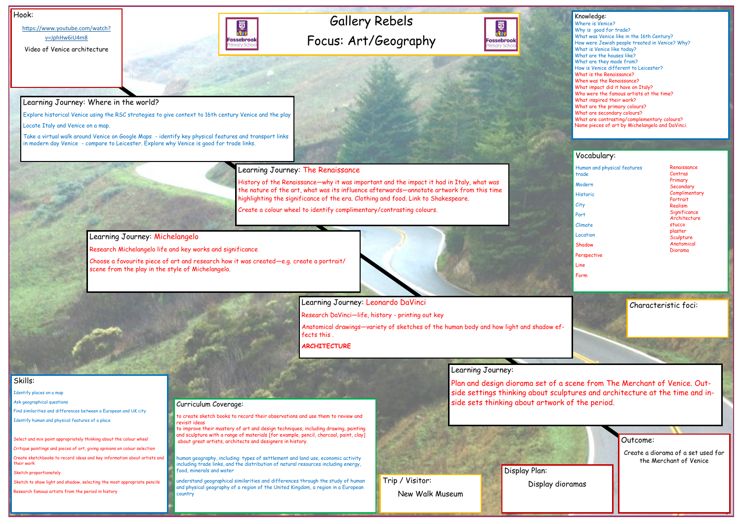# Gallery Rebels

## Focus: Art/Geography

## Hook:

https://www.youtube.com/watch?v=JphHw6iU4m8

Video of Venice architecture

## Learning Journey: Where in the world?

Explore historical Venice using the RSC strategies to give context to 16th century Venice and the play

Locate Italy and Venice on a map.

Take a virtual walk around Venice on Google Maps - identify key physical features and transport links in modern day Venice - compare to Leicester. Explore why Venice is good for trade links.

## Learning Journey: The Renaissance

History of the Renaissance—why it was important and the impact it had in Italy, what was the nature of the art, what was its influence afterwards—annotate artwork from this time highlighting the significance of the era. Clothing and food. Link to Shakespeare.

Create a colour wheel to identify complimentary/contrasting colours.

## Learning Journey: Michelangelo

Research Michelangelo life and key works and significance

Choose a favourite piece of art and research how it was created—e.g. create a portrait/ scene from the play in the style of Michelangelo.

## Learning Journey: Leonardo DaVinci

Research DaVinci—life, history - printing out key

Anatomical drawings—variety of sketches of the human body and how light and shadow effects this .

**ARCHITECTURE**

## Learning Journey:

Plan and design diorama set of a scene from The Merchant of Venice. Outside settings thinking about sculptures and architecture at the time and inside sets thinking about artwork of the period.

## Knowledge:

- Where is Venice?
- Why is good for trade?
- What was Venice like in the 16th Century?
- How were Jewish people treated in Venice? Why?
- What is Venice like today?
- What are the houses like?
- What are they made from?
- How is Venice different to Leicester?
- What is the Renaissance?
- When was the Renaissance?
- What impact did it have on Italy?
- Who were the famous artists at the time?
- What inspired their work?
- What are the primary colours?
- What are secondary colours?
- What are contrasting/complementary colours?
- Name pieces of art by Michelangelo and DaVinci.

## Vocabulary:

- Human and physical features
- trade
- Modern
- Historic
- City
- Port
- Climate
- Location
- Shadow
- Perspective
- Line
- Form
- Renaissance
- Contras
- Primary
- Secondary
- Complimentary
- Portrait
- Realism
- Significance
- Architecture
- stucco
- plaster
- Sculpture
- Anatomical
- Diorama

## Characteristic foci:

## Skills:

- Identify places on a map
- Ask geographical questions
- Find similarities and differences between a European and UK city
- Identify human and physical features of a place
- Select and mix paint appropriately thinking about the colour wheel
- Critique paintings and pieces of art, giving opinions on colour selection
- Create sketchbooks to record ideas and key information about artists and their work
- Sketch proportionately
- Sketch to show light and shadow, selecting the most appropriate pencils
- Research famous artists from the period in history

## Curriculum Coverage:

to create sketch books to record their observations and use them to review and revisit ideas

to improve their mastery of art and design techniques, including drawing, painting and sculpture with a range of materials [for example, pencil, charcoal, paint, clay] about great artists, architects and designers in history.

human geography, including: types of settlement and land use, economic activity including trade links, and the distribution of natural resources including energy, food, minerals and water

understand geographical similarities and differences through the study of human and physical geography of a region of the United Kingdom, a region in a European country

## Trip / Visitor:

New Walk Museum

## Display Plan:

Display dioramas

## Outcome:

Create a diorama of a set used for the Merchant of Venice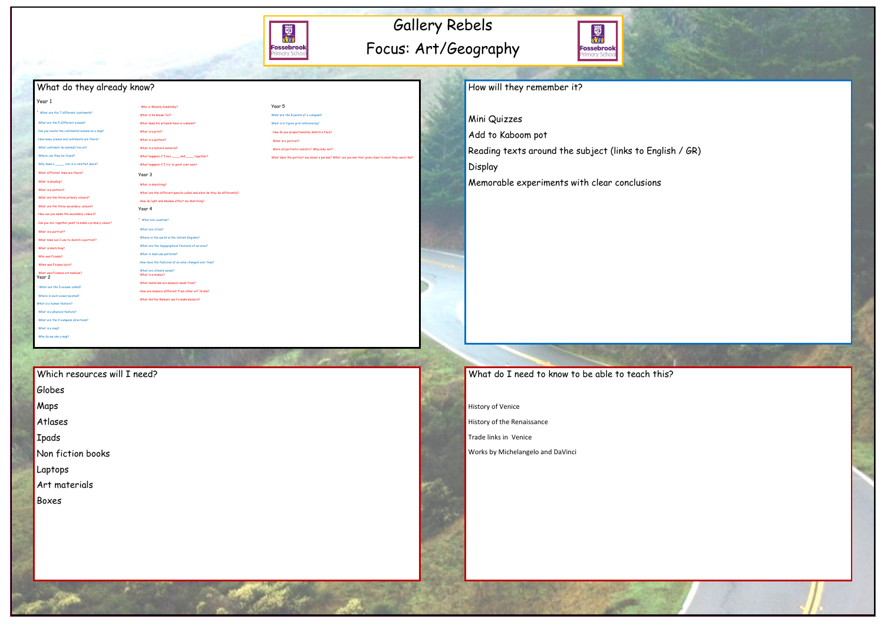# Gallery Rebels

## Focus: Art/Geography

## What do they already know?

### Year 1

- What are the 7 different continents?
- What are the 5 different oceans?
- Can you locate the continents/oceans on a map?
- How many oceans and continents are there?
- What continent do (animal) live on?
- Where can they be found?
- Why does a ______ live in a cold/hot place?
- What different lines are there?
- What is shading?
- What is a pattern?
- What are the three primary colours?
- What are the three secondary colours?
- How can you make the secondary colours?
- Can you mix together paint to make a primary colour?
- What is a portrait?
- What lines can I use to sketch a portrait?
- What is sketching?
- Who was Picasso?
- When was Picasso born?
- What was Picassos art medium?

### Year 2

- What are the 5 oceans called?
- Where is each ocean located?
- What is a human feature?
- What is a physical feature?
- What are the 4 compass directions?
- What is a map?
- Why do we use a map?

- Who is Wassily Kandinsky?
- What is he known for?
- What does his artwork have in common?
- What is a print?
- What is a pattern?
- What is a natural material?
- What happens if I mix ____ and ____ together?
- What happens if I try to paint over wax?

### Year 3

- What is sketching?
- What are the different pencils called and what do they do differently?
- How do light and shadow effect my sketching?

### Year 4

- What are countries?
- What are cities?
- Where in the world is the United Kingdom?
- What are the topographical features of an area?
- What is land-use patterns?
- How have the features of an area changed over time?
- What are climate zones?
- What is a mosaic?
- What materials are mosaics made from?
- How are mosaics different from other art forms?
- What did the Romans use to make mosaics?

### Year 5

- What are the 8 points of a compass?
- What is 6 figure grid referencing?
- How do you proportionately sketch a face?
- What is a portrait?
- Were all portraits realistic? Why/why not?
- What does the portrait say about a person? What can you see that gives clues to what they were like?

## How will they remember it?

Mini Quizzes

Add to Kaboom pot

Reading texts around the subject (links to English / GR)

Display

Memorable experiments with clear conclusions

## Which resources will I need?

Globes

Maps

Atlases

Ipads

Non fiction books

Laptops

Art materials

Boxes

## What do I need to know to be able to teach this?

History of Venice

History of the Renaissance

Trade links in Venice

Works by Michelangelo and DaVinci